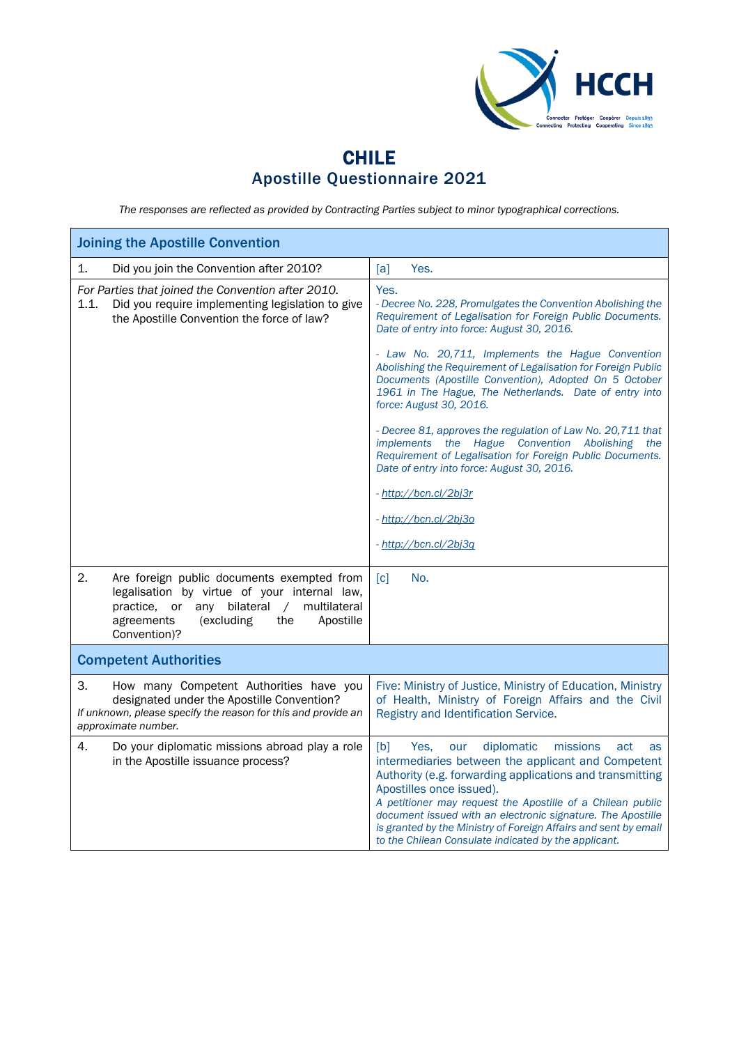# CHILE
## Apostille Questionnaire 2021

*The responses are reflected as provided by Contracting Parties subject to minor typographical corrections.*

| Joining the Apostille Convention | |
|---|---|
| 1. Did you join the Convention after 2010? | [a] Yes. |
| *For Parties that joined the Convention after 2010.*<br>1.1. Did you require implementing legislation to give the Apostille Convention the force of law? | Yes.<br>*- Decree No. 228, Promulgates the Convention Abolishing the Requirement of Legalisation for Foreign Public Documents. Date of entry into force: August 30, 2016.*<br><br>*- Law No. 20,711, Implements the Hague Convention Abolishing the Requirement of Legalisation for Foreign Public Documents (Apostille Convention), Adopted On 5 October 1961 in The Hague, The Netherlands. Date of entry into force: August 30, 2016.*<br><br>*- Decree 81, approves the regulation of Law No. 20,711 that implements the Hague Convention Abolishing the Requirement of Legalisation for Foreign Public Documents. Date of entry into force: August 30, 2016.*<br><br>*- http://bcn.cl/2bj3r*<br><br>*- http://bcn.cl/2bj3o*<br><br>*- http://bcn.cl/2bj3q* |
| 2. Are foreign public documents exempted from legalisation by virtue of your internal law, practice, or any bilateral / multilateral agreements (excluding the Apostille Convention)? | [c] No. |
| **Competent Authorities** | |
| 3. How many Competent Authorities have you designated under the Apostille Convention?<br>*If unknown, please specify the reason for this and provide an approximate number.* | Five: Ministry of Justice, Ministry of Education, Ministry of Health, Ministry of Foreign Affairs and the Civil Registry and Identification Service. |
| 4. Do your diplomatic missions abroad play a role in the Apostille issuance process? | [b] Yes, our diplomatic missions act as intermediaries between the applicant and Competent Authority (e.g. forwarding applications and transmitting Apostilles once issued).<br>*A petitioner may request the Apostille of a Chilean public document issued with an electronic signature. The Apostille is granted by the Ministry of Foreign Affairs and sent by email to the Chilean Consulate indicated by the applicant.* |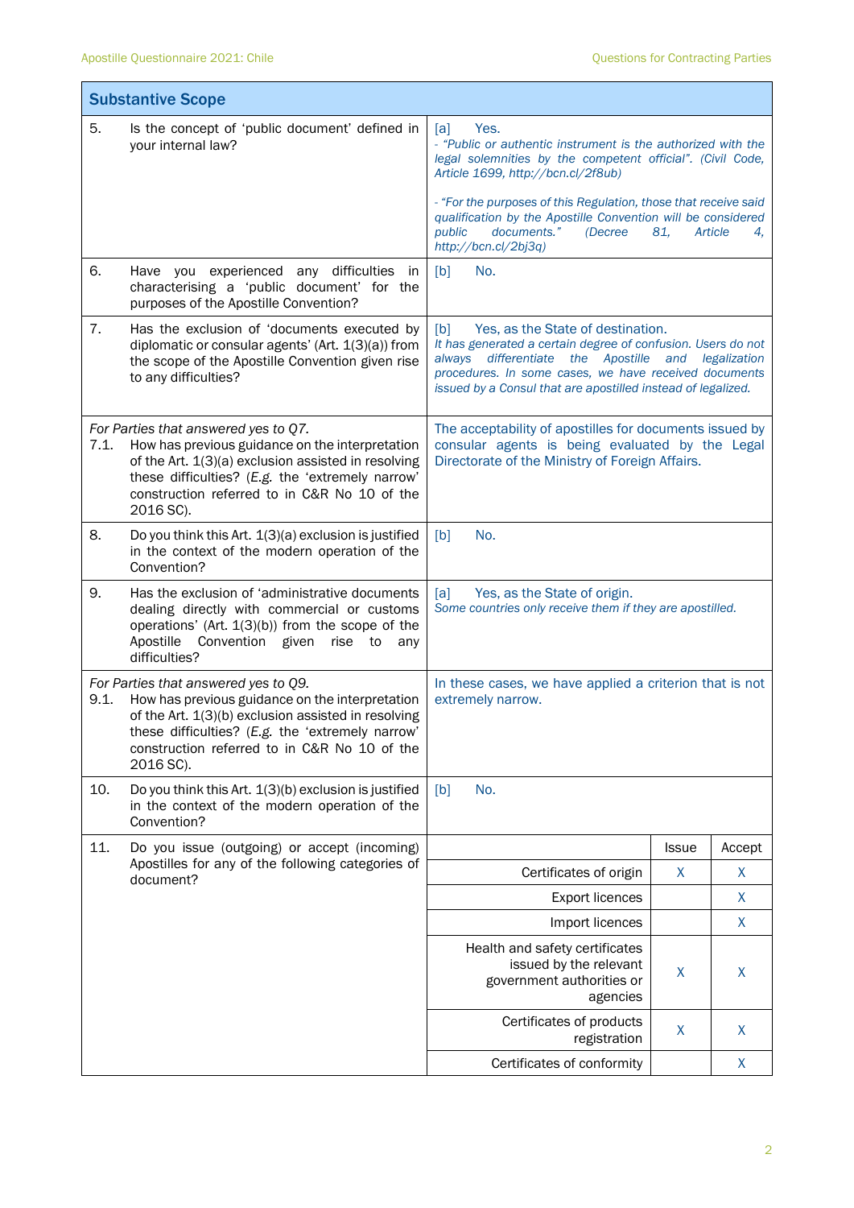## Substantive Scope

| | Question | Answer |
|---|---|---|
| 5. | Is the concept of 'public document' defined in your internal law? | [a] Yes.<br>*- "Public or authentic instrument is the authorized with the legal solemnities by the competent official". (Civil Code, Article 1699, http://bcn.cl/2f8ub)*<br><br>*- "For the purposes of this Regulation, those that receive said qualification by the Apostille Convention will be considered public documents." (Decree 81, Article 4, http://bcn.cl/2bj3q)* |
| 6. | Have you experienced any difficulties in characterising a 'public document' for the purposes of the Apostille Convention? | [b] No. |
| 7. | Has the exclusion of 'documents executed by diplomatic or consular agents' (Art. 1(3)(a)) from the scope of the Apostille Convention given rise to any difficulties? | [b] Yes, as the State of destination.<br>*It has generated a certain degree of confusion. Users do not always differentiate the Apostille and legalization procedures. In some cases, we have received documents issued by a Consul that are apostilled instead of legalized.* |
| 7.1. | *For Parties that answered yes to Q7.*<br>How has previous guidance on the interpretation of the Art. 1(3)(a) exclusion assisted in resolving these difficulties? (*E.g.* the 'extremely narrow' construction referred to in C&R No 10 of the 2016 SC). | The acceptability of apostilles for documents issued by consular agents is being evaluated by the Legal Directorate of the Ministry of Foreign Affairs. |
| 8. | Do you think this Art. 1(3)(a) exclusion is justified in the context of the modern operation of the Convention? | [b] No. |
| 9. | Has the exclusion of 'administrative documents dealing directly with commercial or customs operations' (Art. 1(3)(b)) from the scope of the Apostille Convention given rise to any difficulties? | [a] Yes, as the State of origin.<br>*Some countries only receive them if they are apostilled.* |
| 9.1. | *For Parties that answered yes to Q9.*<br>How has previous guidance on the interpretation of the Art. 1(3)(b) exclusion assisted in resolving these difficulties? (*E.g.* the 'extremely narrow' construction referred to in C&R No 10 of the 2016 SC). | In these cases, we have applied a criterion that is not extremely narrow. |
| 10. | Do you think this Art. 1(3)(b) exclusion is justified in the context of the modern operation of the Convention? | [b] No. |

11. Do you issue (outgoing) or accept (incoming) Apostilles for any of the following categories of document?

| | Issue | Accept |
|---|---|---|
| Certificates of origin | X | X |
| Export licences | | X |
| Import licences | | X |
| Health and safety certificates issued by the relevant government authorities or agencies | X | X |
| Certificates of products registration | X | X |
| Certificates of conformity | | X |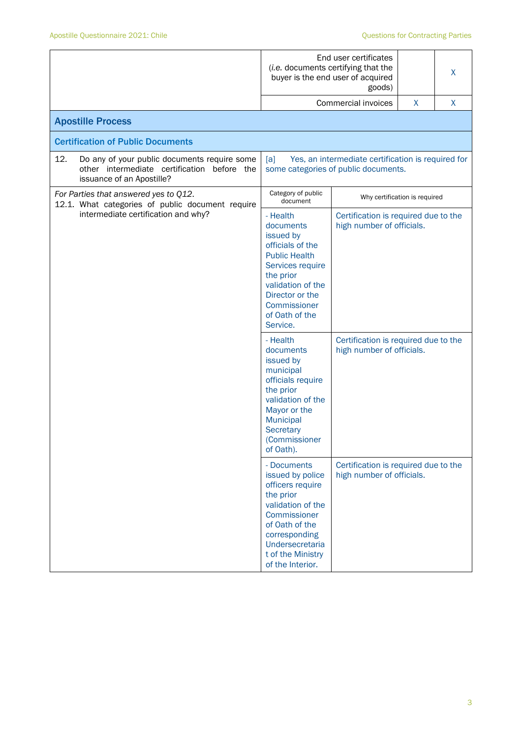| | | | |
|---|---|---|---|
| | End user certificates (*i.e.* documents certifying that the buyer is the end user of acquired goods) | | X |
| | Commercial invoices | X | X |

## Apostille Process

### Certification of Public Documents

| | | |
|---|---|---|
| 12. Do any of your public documents require some other intermediate certification before the issuance of an Apostille? | [a] Yes, an intermediate certification is required for some categories of public documents. | |
| *For Parties that answered yes to Q12.* 12.1. What categories of public document require intermediate certification and why? | Category of public document | Why certification is required |
| | - Health documents issued by officials of the Public Health Services require the prior validation of the Director or the Commissioner of Oath of the Service. | Certification is required due to the high number of officials. |
| | - Health documents issued by municipal officials require the prior validation of the Mayor or the Municipal Secretary (Commissioner of Oath). | Certification is required due to the high number of officials. |
| | - Documents issued by police officers require the prior validation of the Commissioner of Oath of the corresponding Undersecretariat of the Ministry of the Interior. | Certification is required due to the high number of officials. |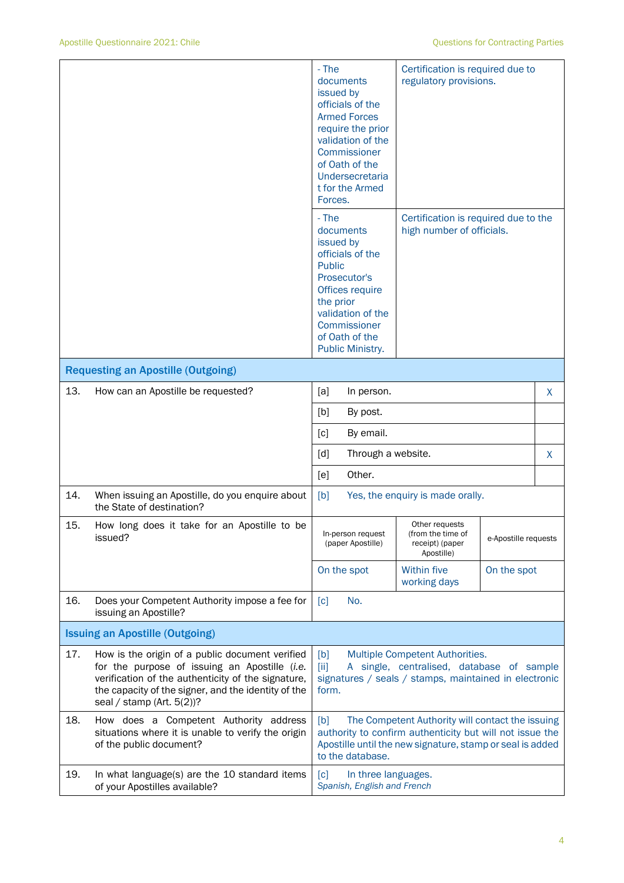| | | |
|---|---|---|
| | - The documents issued by officials of the Armed Forces require the prior validation of the Commissioner of Oath of the Undersecretariat for the Armed Forces. | Certification is required due to regulatory provisions. |
| | - The documents issued by officials of the Public Prosecutor's Offices require the prior validation of the Commissioner of Oath of the Public Ministry. | Certification is required due to the high number of officials. |

| **Requesting an Apostille (Outgoing)** | | |
|---|---|---|
| 13. How can an Apostille be requested? | [a] In person. | X |
| | [b] By post. | |
| | [c] By email. | |
| | [d] Through a website. | X |
| | [e] Other. | |
| 14. When issuing an Apostille, do you enquire about the State of destination? | [b] Yes, the enquiry is made orally. | |

| 15. How long does it take for an Apostille to be issued? | In-person request (paper Apostille) | Other requests (from the time of receipt) (paper Apostille) | e-Apostille requests |
|---|---|---|---|
| | On the spot | Within five working days | On the spot |

| | |
|---|---|
| 16. Does your Competent Authority impose a fee for issuing an Apostille? | [c] No. |
| **Issuing an Apostille (Outgoing)** | |
| 17. How is the origin of a public document verified for the purpose of issuing an Apostille (*i.e.* verification of the authenticity of the signature, the capacity of the signer, and the identity of the seal / stamp (Art. 5(2))? | [b] Multiple Competent Authorities.<br>[ii] A single, centralised, database of sample signatures / seals / stamps, maintained in electronic form. |
| 18. How does a Competent Authority address situations where it is unable to verify the origin of the public document? | [b] The Competent Authority will contact the issuing authority to confirm authenticity but will not issue the Apostille until the new signature, stamp or seal is added to the database. |
| 19. In what language(s) are the 10 standard items of your Apostilles available? | [c] In three languages.<br>*Spanish, English and French* |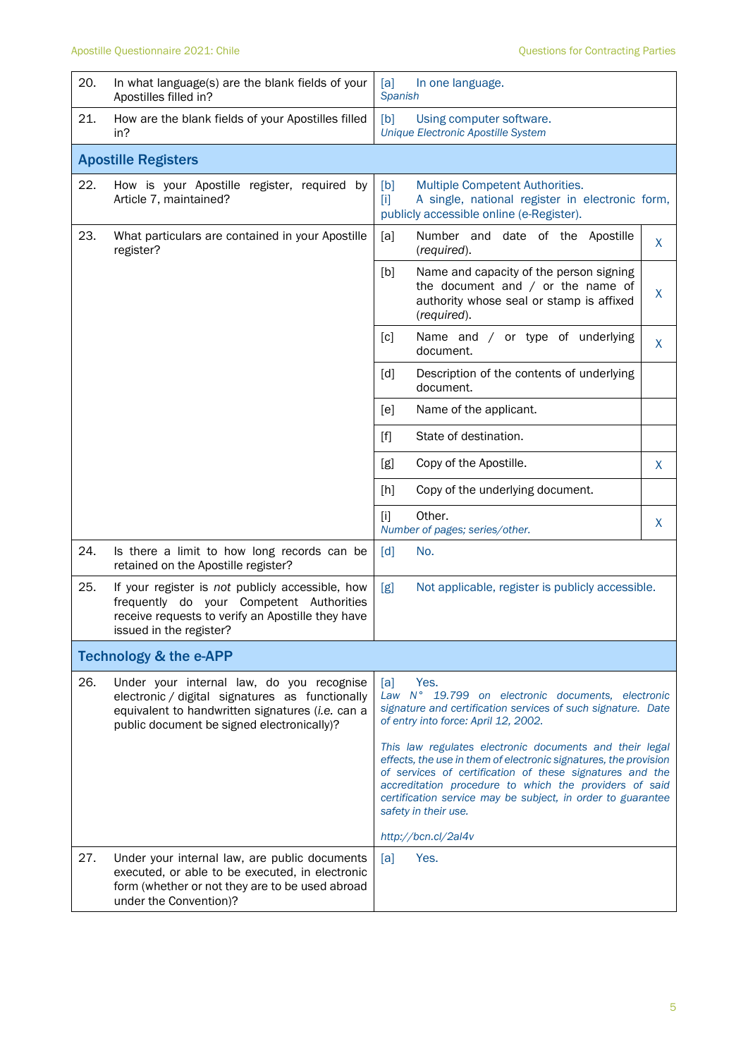| | | | |
|---|---|---|---|
| 20. | In what language(s) are the blank fields of your Apostilles filled in? | [a] In one language.<br>*Spanish* | |
| 21. | How are the blank fields of your Apostilles filled in? | [b] Using computer software.<br>*Unique Electronic Apostille System* | |
| **Apostille Registers** | | | |
| 22. | How is your Apostille register, required by Article 7, maintained? | [b] Multiple Competent Authorities.<br>[i] A single, national register in electronic form, publicly accessible online (e-Register). | |
| 23. | What particulars are contained in your Apostille register? | [a] Number and date of the Apostille (*required*). | X |
| | | [b] Name and capacity of the person signing the document and / or the name of authority whose seal or stamp is affixed (*required*). | X |
| | | [c] Name and / or type of underlying document. | X |
| | | [d] Description of the contents of underlying document. | |
| | | [e] Name of the applicant. | |
| | | [f] State of destination. | |
| | | [g] Copy of the Apostille. | X |
| | | [h] Copy of the underlying document. | |
| | | [i] Other.<br>*Number of pages; series/other.* | X |
| 24. | Is there a limit to how long records can be retained on the Apostille register? | [d] No. | |
| 25. | If your register is *not* publicly accessible, how frequently do your Competent Authorities receive requests to verify an Apostille they have issued in the register? | [g] Not applicable, register is publicly accessible. | |
| **Technology & the e-APP** | | | |
| 26. | Under your internal law, do you recognise electronic / digital signatures as functionally equivalent to handwritten signatures (*i.e.* can a public document be signed electronically)? | [a] Yes.<br>*Law N° 19.799 on electronic documents, electronic signature and certification services of such signature. Date of entry into force: April 12, 2002.*<br><br>*This law regulates electronic documents and their legal effects, the use in them of electronic signatures, the provision of services of certification of these signatures and the accreditation procedure to which the providers of said certification service may be subject, in order to guarantee safety in their use.*<br><br>*http://bcn.cl/2al4v* | |
| 27. | Under your internal law, are public documents executed, or able to be executed, in electronic form (whether or not they are to be used abroad under the Convention)? | [a] Yes. | |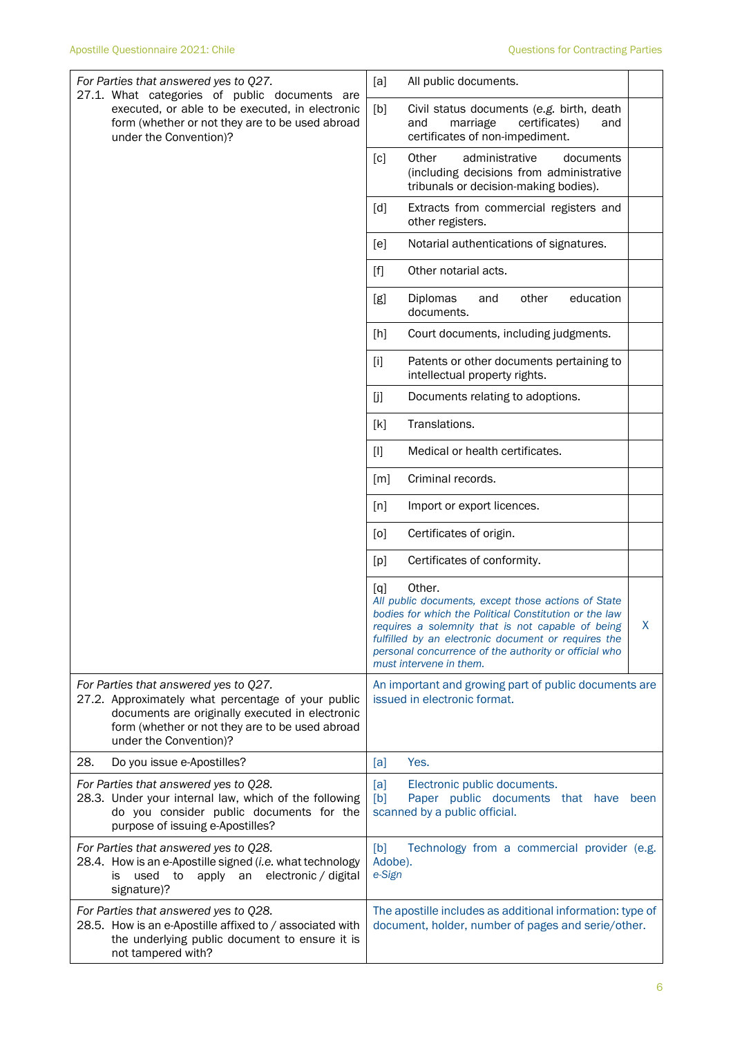| | | |
|---|---|---|
| *For Parties that answered yes to Q27.*<br>27.1. What categories of public documents are executed, or able to be executed, in electronic form (whether or not they are to be used abroad under the Convention)? | [a] All public documents. | |
| | [b] Civil status documents (*e.g.* birth, death and marriage certificates) and certificates of non-impediment. | |
| | [c] Other administrative documents (including decisions from administrative tribunals or decision-making bodies). | |
| | [d] Extracts from commercial registers and other registers. | |
| | [e] Notarial authentications of signatures. | |
| | [f] Other notarial acts. | |
| | [g] Diplomas and other education documents. | |
| | [h] Court documents, including judgments. | |
| | [i] Patents or other documents pertaining to intellectual property rights. | |
| | [j] Documents relating to adoptions. | |
| | [k] Translations. | |
| | [l] Medical or health certificates. | |
| | [m] Criminal records. | |
| | [n] Import or export licences. | |
| | [o] Certificates of origin. | |
| | [p] Certificates of conformity. | |
| | [q] Other.<br>*All public documents, except those actions of State bodies for which the Political Constitution or the law requires a solemnity that is not capable of being fulfilled by an electronic document or requires the personal concurrence of the authority or official who must intervene in them.* | X |
| *For Parties that answered yes to Q27.*<br>27.2. Approximately what percentage of your public documents are originally executed in electronic form (whether or not they are to be used abroad under the Convention)? | An important and growing part of public documents are issued in electronic format. | |
| 28. Do you issue e-Apostilles? | [a] Yes. | |
| *For Parties that answered yes to Q28.*<br>28.3. Under your internal law, which of the following do you consider public documents for the purpose of issuing e-Apostilles? | [a] Electronic public documents.<br>[b] Paper public documents that have been scanned by a public official. | |
| *For Parties that answered yes to Q28.*<br>28.4. How is an e-Apostille signed (*i.e.* what technology is used to apply an electronic / digital signature)? | [b] Technology from a commercial provider (e.g. Adobe).<br>*e-Sign* | |
| *For Parties that answered yes to Q28.*<br>28.5. How is an e-Apostille affixed to / associated with the underlying public document to ensure it is not tampered with? | The apostille includes as additional information: type of document, holder, number of pages and serie/other. | |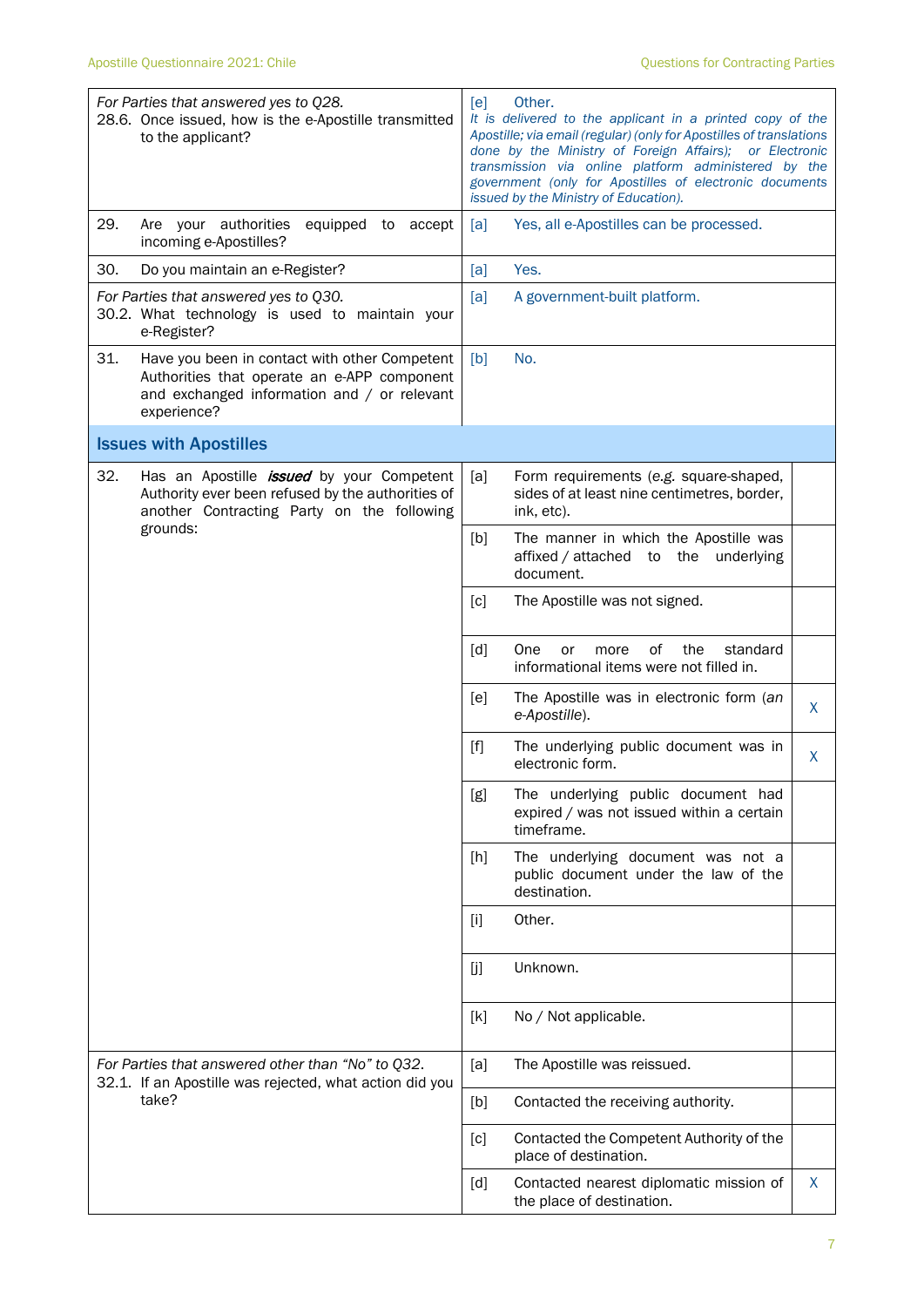| Question | Answer | |
|---|---|---|
| *For Parties that answered yes to Q28.*<br>28.6. Once issued, how is the e-Apostille transmitted to the applicant? | [e] Other.<br>*It is delivered to the applicant in a printed copy of the Apostille; via email (regular) (only for Apostilles of translations done by the Ministry of Foreign Affairs); or Electronic transmission via online platform administered by the government (only for Apostilles of electronic documents issued by the Ministry of Education).* | |
| 29. Are your authorities equipped to accept incoming e-Apostilles? | [a] Yes, all e-Apostilles can be processed. | |
| 30. Do you maintain an e-Register? | [a] Yes. | |
| *For Parties that answered yes to Q30.*<br>30.2. What technology is used to maintain your e-Register? | [a] A government-built platform. | |
| 31. Have you been in contact with other Competent Authorities that operate an e-APP component and exchanged information and / or relevant experience? | [b] No. | |

## Issues with Apostilles

| Question | Option | |
|---|---|---|
| 32. Has an Apostille ***issued*** by your Competent Authority ever been refused by the authorities of another Contracting Party on the following grounds: | [a] Form requirements (*e.g.* square-shaped, sides of at least nine centimetres, border, ink, etc). | |
| | [b] The manner in which the Apostille was affixed / attached to the underlying document. | |
| | [c] The Apostille was not signed. | |
| | [d] One or more of the standard informational items were not filled in. | |
| | [e] The Apostille was in electronic form (*an e-Apostille*). | X |
| | [f] The underlying public document was in electronic form. | X |
| | [g] The underlying public document had expired / was not issued within a certain timeframe. | |
| | [h] The underlying document was not a public document under the law of the destination. | |
| | [i] Other. | |
| | [j] Unknown. | |
| | [k] No / Not applicable. | |
| *For Parties that answered other than "No" to Q32.*<br>32.1. If an Apostille was rejected, what action did you take? | [a] The Apostille was reissued. | |
| | [b] Contacted the receiving authority. | |
| | [c] Contacted the Competent Authority of the place of destination. | |
| | [d] Contacted nearest diplomatic mission of the place of destination. | X |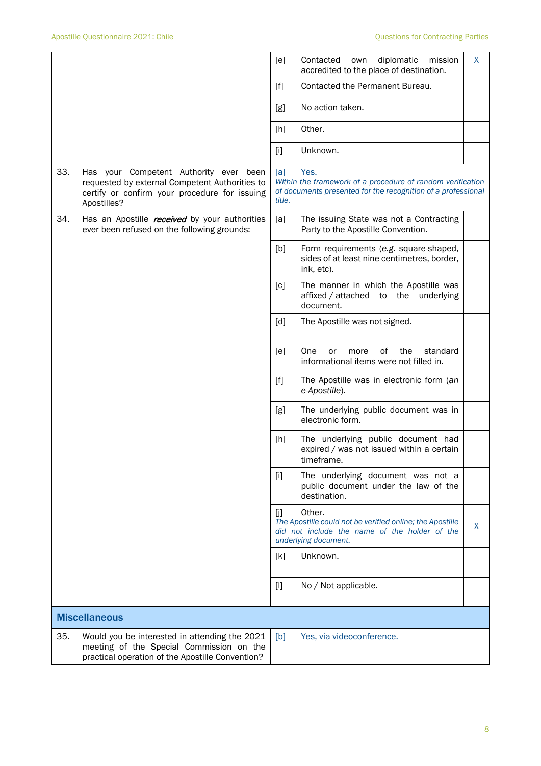| | | | |
|---|---|---|---|
| | [e] | Contacted own diplomatic mission accredited to the place of destination. | X |
| | [f] | Contacted the Permanent Bureau. | |
| | [g] | No action taken. | |
| | [h] | Other. | |
| | [i] | Unknown. | |
| 33. Has your Competent Authority ever been requested by external Competent Authorities to certify or confirm your procedure for issuing Apostilles? | [a] | Yes. *Within the framework of a procedure of random verification of documents presented for the recognition of a professional title.* | |
| 34. Has an Apostille ***received*** by your authorities ever been refused on the following grounds: | [a] | The issuing State was not a Contracting Party to the Apostille Convention. | |
| | [b] | Form requirements (*e.g.* square-shaped, sides of at least nine centimetres, border, ink, etc). | |
| | [c] | The manner in which the Apostille was affixed / attached to the underlying document. | |
| | [d] | The Apostille was not signed. | |
| | [e] | One or more of the standard informational items were not filled in. | |
| | [f] | The Apostille was in electronic form (*an e-Apostille*). | |
| | [g] | The underlying public document was in electronic form. | |
| | [h] | The underlying public document had expired / was not issued within a certain timeframe. | |
| | [i] | The underlying document was not a public document under the law of the destination. | |
| | [j] | Other. *The Apostille could not be verified online; the Apostille did not include the name of the holder of the underlying document.* | X |
| | [k] | Unknown. | |
| | [l] | No / Not applicable. | |

## Miscellaneous

| | | |
|---|---|---|
| 35. Would you be interested in attending the 2021 meeting of the Special Commission on the practical operation of the Apostille Convention? | [b] | Yes, via videoconference. |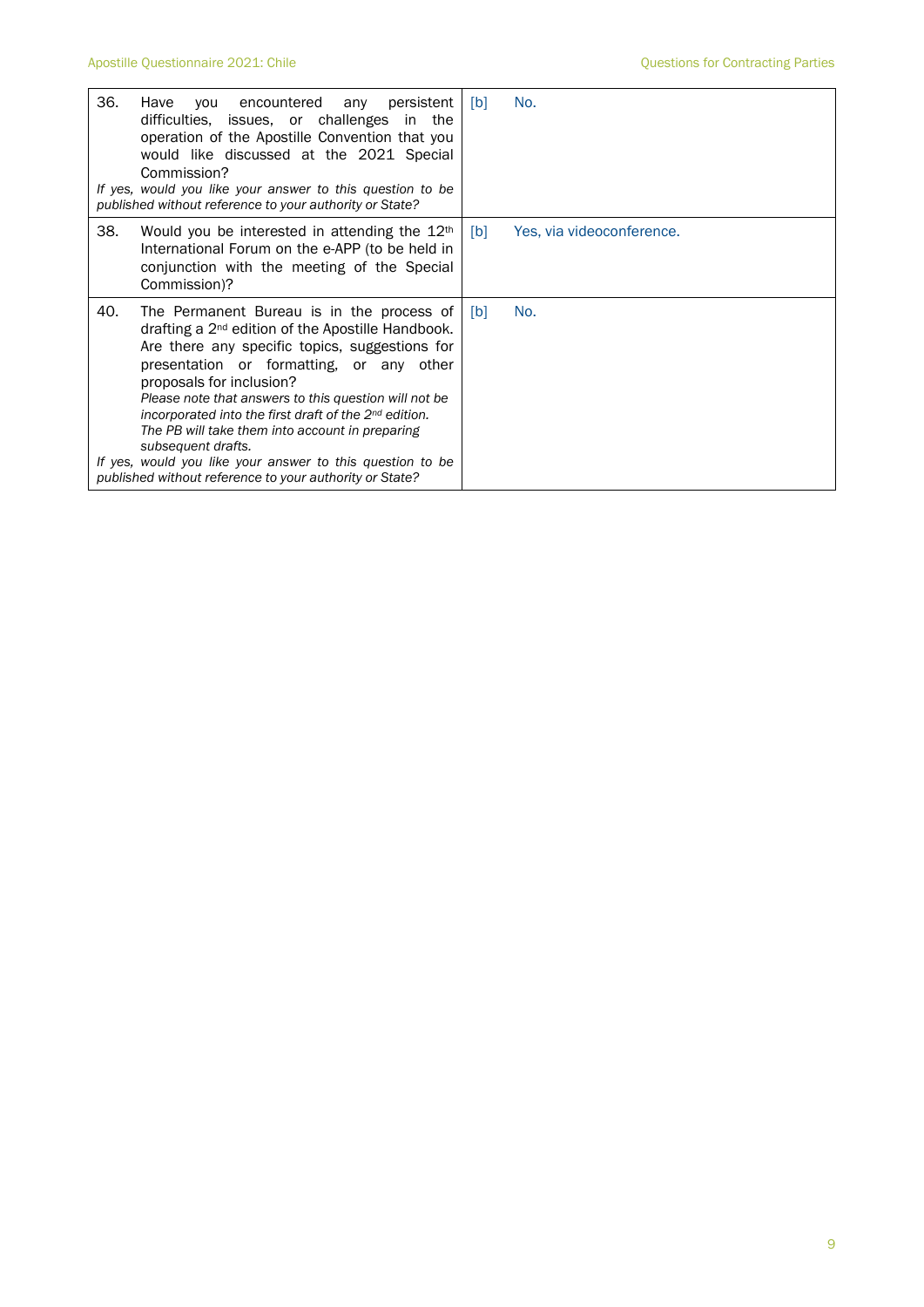| | | |
|---|---|---|
| 36. Have you encountered any persistent difficulties, issues, or challenges in the operation of the Apostille Convention that you would like discussed at the 2021 Special Commission?<br>*If yes, would you like your answer to this question to be published without reference to your authority or State?* | [b] | No. |
| 38. Would you be interested in attending the 12th International Forum on the e-APP (to be held in conjunction with the meeting of the Special Commission)? | [b] | Yes, via videoconference. |
| 40. The Permanent Bureau is in the process of drafting a 2nd edition of the Apostille Handbook. Are there any specific topics, suggestions for presentation or formatting, or any other proposals for inclusion?<br>*Please note that answers to this question will not be incorporated into the first draft of the 2nd edition. The PB will take them into account in preparing subsequent drafts.*<br>*If yes, would you like your answer to this question to be published without reference to your authority or State?* | [b] | No. |